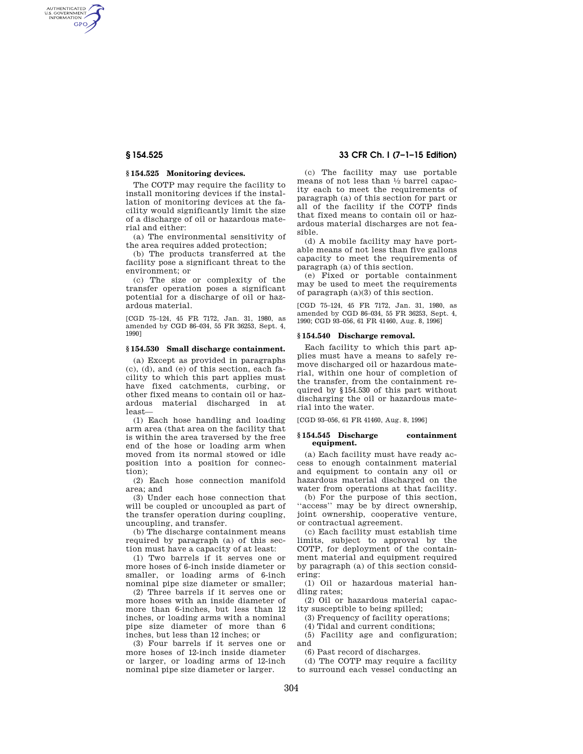## § 154.525 Monitoring devices.

The COTP may require the facility to install monitoring devices if the installation of monitoring devices at the facility would significantly limit the size of a discharge of oil or hazardous material and either:

(a) The environmental sensitivity of the area requires added protection;

(b) The products transferred at the facility pose a significant threat to the environment; or

(c) The size or complexity of the transfer operation poses a significant potential for a discharge of oil or hazardous material.

[CGD 75–124, 45 FR 7172, Jan. 31, 1980, as amended by CGD 86–034, 55 FR 36253, Sept. 4, 1990]

## § 154.530 Small discharge containment.

(a) Except as provided in paragraphs (c), (d), and (e) of this section, each facility to which this part applies must have fixed catchments, curbing, or other fixed means to contain oil or hazardous material discharged in at least—

(1) Each hose handling and loading arm area (that area on the facility that is within the area traversed by the free end of the hose or loading arm when moved from its normal stowed or idle position into a position for connection);

(2) Each hose connection manifold area; and

(3) Under each hose connection that will be coupled or uncoupled as part of the transfer operation during coupling, uncoupling, and transfer.

(b) The discharge containment means required by paragraph (a) of this section must have a capacity of at least:

(1) Two barrels if it serves one or more hoses of 6-inch inside diameter or smaller, or loading arms of 6-inch nominal pipe size diameter or smaller;

(2) Three barrels if it serves one or more hoses with an inside diameter of more than 6-inches, but less than 12 inches, or loading arms with a nominal pipe size diameter of more than 6 inches, but less than 12 inches; or

(3) Four barrels if it serves one or more hoses of 12-inch inside diameter or larger, or loading arms of 12-inch nominal pipe size diameter or larger.

(c) The facility may use portable means of not less than ½ barrel capacity each to meet the requirements of paragraph (a) of this section for part or all of the facility if the COTP finds that fixed means to contain oil or hazardous material discharges are not feasible.

(d) A mobile facility may have portable means of not less than five gallons capacity to meet the requirements of paragraph (a) of this section.

(e) Fixed or portable containment may be used to meet the requirements of paragraph (a)(3) of this section.

[CGD 75–124, 45 FR 7172, Jan. 31, 1980, as amended by CGD 86–034, 55 FR 36253, Sept. 4, 1990; CGD 93–056, 61 FR 41460, Aug. 8, 1996]

## § 154.540 Discharge removal.

Each facility to which this part applies must have a means to safely remove discharged oil or hazardous material, within one hour of completion of the transfer, from the containment required by § 154.530 of this part without discharging the oil or hazardous material into the water.

[CGD 93–056, 61 FR 41460, Aug. 8, 1996]

## § 154.545 Discharge containment equipment.

(a) Each facility must have ready access to enough containment material and equipment to contain any oil or hazardous material discharged on the water from operations at that facility.

(b) For the purpose of this section, ''access'' may be by direct ownership, joint ownership, cooperative venture, or contractual agreement.

(c) Each facility must establish time limits, subject to approval by the COTP, for deployment of the containment material and equipment required by paragraph (a) of this section considering:

(1) Oil or hazardous material handling rates;

(2) Oil or hazardous material capacity susceptible to being spilled;

(3) Frequency of facility operations;

(4) Tidal and current conditions;

(5) Facility age and configuration; and

(6) Past record of discharges.

(d) The COTP may require a facility to surround each vessel conducting an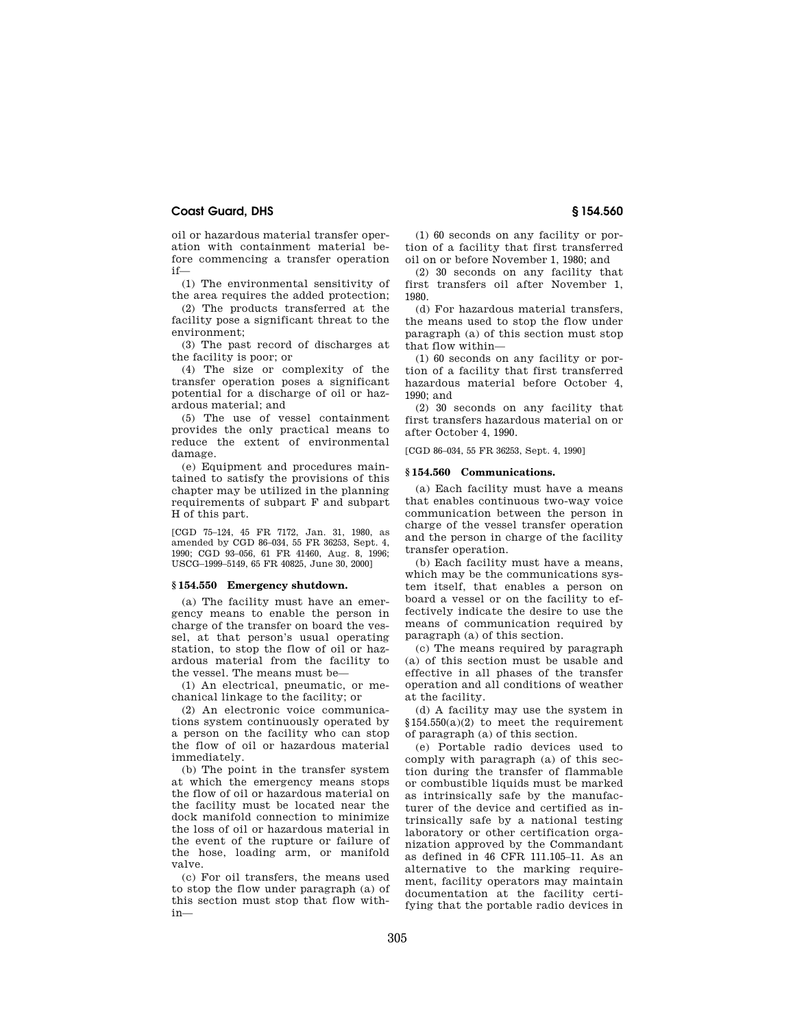oil or hazardous material transfer operation with containment material before commencing a transfer operation if—

(1) The environmental sensitivity of the area requires the added protection;

(2) The products transferred at the facility pose a significant threat to the environment;

(3) The past record of discharges at the facility is poor; or

(4) The size or complexity of the transfer operation poses a significant potential for a discharge of oil or hazardous material; and

(5) The use of vessel containment provides the only practical means to reduce the extent of environmental damage.

(e) Equipment and procedures maintained to satisfy the provisions of this chapter may be utilized in the planning requirements of subpart F and subpart H of this part.

[CGD 75–124, 45 FR 7172, Jan. 31, 1980, as amended by CGD 86–034, 55 FR 36253, Sept. 4, 1990; CGD 93–056, 61 FR 41460, Aug. 8, 1996; USCG–1999–5149, 65 FR 40825, June 30, 2000]

### § 154.550 Emergency shutdown.

(a) The facility must have an emergency means to enable the person in charge of the transfer on board the vessel, at that person's usual operating station, to stop the flow of oil or hazardous material from the facility to the vessel. The means must be—

(1) An electrical, pneumatic, or mechanical linkage to the facility; or

(2) An electronic voice communications system continuously operated by a person on the facility who can stop the flow of oil or hazardous material immediately.

(b) The point in the transfer system at which the emergency means stops the flow of oil or hazardous material on the facility must be located near the dock manifold connection to minimize the loss of oil or hazardous material in the event of the rupture or failure of the hose, loading arm, or manifold valve.

(c) For oil transfers, the means used to stop the flow under paragraph (a) of this section must stop that flow within—

(1) 60 seconds on any facility or portion of a facility that first transferred oil on or before November 1, 1980; and

(2) 30 seconds on any facility that first transfers oil after November 1, 1980.

(d) For hazardous material transfers, the means used to stop the flow under paragraph (a) of this section must stop that flow within—

(1) 60 seconds on any facility or portion of a facility that first transferred hazardous material before October 4, 1990; and

(2) 30 seconds on any facility that first transfers hazardous material on or after October 4, 1990.

[CGD 86–034, 55 FR 36253, Sept. 4, 1990]

### § 154.560 Communications.

(a) Each facility must have a means that enables continuous two-way voice communication between the person in charge of the vessel transfer operation and the person in charge of the facility transfer operation.

(b) Each facility must have a means, which may be the communications system itself, that enables a person on board a vessel or on the facility to effectively indicate the desire to use the means of communication required by paragraph (a) of this section.

(c) The means required by paragraph (a) of this section must be usable and effective in all phases of the transfer operation and all conditions of weather at the facility.

(d) A facility may use the system in §154.550(a)(2) to meet the requirement of paragraph (a) of this section.

(e) Portable radio devices used to comply with paragraph (a) of this section during the transfer of flammable or combustible liquids must be marked as intrinsically safe by the manufacturer of the device and certified as intrinsically safe by a national testing laboratory or other certification organization approved by the Commandant as defined in 46 CFR 111.105–11. As an alternative to the marking requirement, facility operators may maintain documentation at the facility certifying that the portable radio devices in